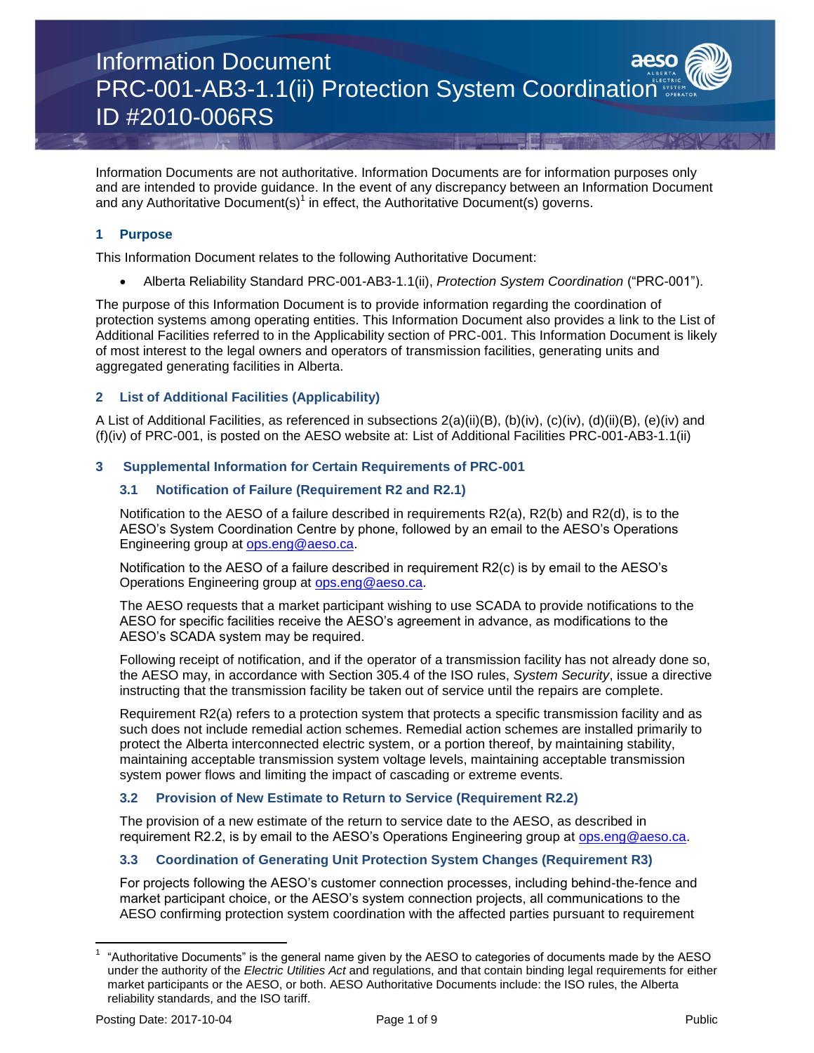# Information Document
# PRC-001-AB3-1.1(ii) Protection System Coordination
# ID #2010-006RS

Information Documents are not authoritative. Information Documents are for information purposes only and are intended to provide guidance. In the event of any discrepancy between an Information Document and any Authoritative Document(s)[1] in effect, the Authoritative Document(s) governs.

## 1 Purpose

This Information Document relates to the following Authoritative Document:

- Alberta Reliability Standard PRC-001-AB3-1.1(ii), *Protection System Coordination* ("PRC-001").

The purpose of this Information Document is to provide information regarding the coordination of protection systems among operating entities. This Information Document also provides a link to the List of Additional Facilities referred to in the Applicability section of PRC-001. This Information Document is likely of most interest to the legal owners and operators of transmission facilities, generating units and aggregated generating facilities in Alberta.

## 2 List of Additional Facilities (Applicability)

A List of Additional Facilities, as referenced in subsections 2(a)(ii)(B), (b)(iv), (c)(iv), (d)(ii)(B), (e)(iv) and (f)(iv) of PRC-001, is posted on the AESO website at: List of Additional Facilities PRC-001-AB3-1.1(ii)

## 3 Supplemental Information for Certain Requirements of PRC-001

### 3.1 Notification of Failure (Requirement R2 and R2.1)

Notification to the AESO of a failure described in requirements R2(a), R2(b) and R2(d), is to the AESO's System Coordination Centre by phone, followed by an email to the AESO's Operations Engineering group at ops.eng@aeso.ca.

Notification to the AESO of a failure described in requirement R2(c) is by email to the AESO's Operations Engineering group at ops.eng@aeso.ca.

The AESO requests that a market participant wishing to use SCADA to provide notifications to the AESO for specific facilities receive the AESO's agreement in advance, as modifications to the AESO's SCADA system may be required.

Following receipt of notification, and if the operator of a transmission facility has not already done so, the AESO may, in accordance with Section 305.4 of the ISO rules, *System Security*, issue a directive instructing that the transmission facility be taken out of service until the repairs are complete.

Requirement R2(a) refers to a protection system that protects a specific transmission facility and as such does not include remedial action schemes. Remedial action schemes are installed primarily to protect the Alberta interconnected electric system, or a portion thereof, by maintaining stability, maintaining acceptable transmission system voltage levels, maintaining acceptable transmission system power flows and limiting the impact of cascading or extreme events.

### 3.2 Provision of New Estimate to Return to Service (Requirement R2.2)

The provision of a new estimate of the return to service date to the AESO, as described in requirement R2.2, is by email to the AESO's Operations Engineering group at ops.eng@aeso.ca.

### 3.3 Coordination of Generating Unit Protection System Changes (Requirement R3)

For projects following the AESO's customer connection processes, including behind-the-fence and market participant choice, or the AESO's system connection projects, all communications to the AESO confirming protection system coordination with the affected parties pursuant to requirement

[1] "Authoritative Documents" is the general name given by the AESO to categories of documents made by the AESO under the authority of the *Electric Utilities Act* and regulations, and that contain binding legal requirements for either market participants or the AESO, or both. AESO Authoritative Documents include: the ISO rules, the Alberta reliability standards, and the ISO tariff.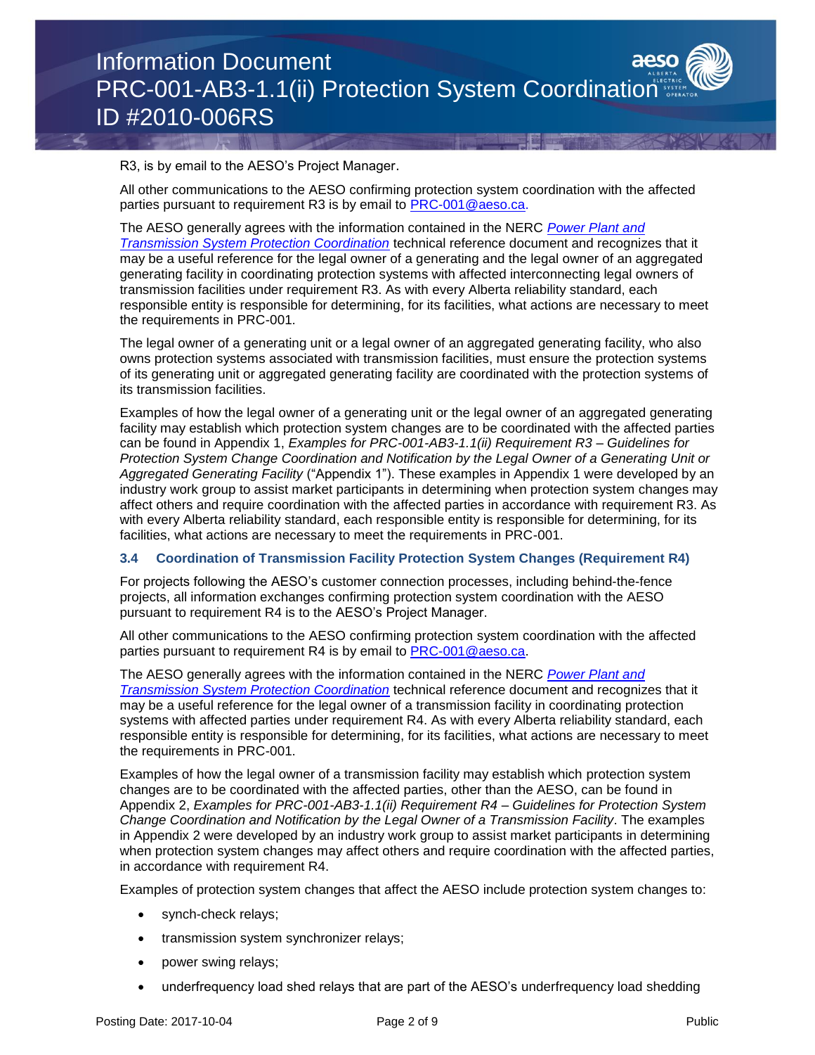R3, is by email to the AESO's Project Manager.

All other communications to the AESO confirming protection system coordination with the affected parties pursuant to requirement R3 is by email to PRC-001@aeso.ca.

The AESO generally agrees with the information contained in the NERC *Power Plant and Transmission System Protection Coordination* technical reference document and recognizes that it may be a useful reference for the legal owner of a generating and the legal owner of an aggregated generating facility in coordinating protection systems with affected interconnecting legal owners of transmission facilities under requirement R3. As with every Alberta reliability standard, each responsible entity is responsible for determining, for its facilities, what actions are necessary to meet the requirements in PRC-001.

The legal owner of a generating unit or a legal owner of an aggregated generating facility, who also owns protection systems associated with transmission facilities, must ensure the protection systems of its generating unit or aggregated generating facility are coordinated with the protection systems of its transmission facilities.

Examples of how the legal owner of a generating unit or the legal owner of an aggregated generating facility may establish which protection system changes are to be coordinated with the affected parties can be found in Appendix 1, *Examples for PRC-001-AB3-1.1(ii) Requirement R3 – Guidelines for Protection System Change Coordination and Notification by the Legal Owner of a Generating Unit or Aggregated Generating Facility* ("Appendix 1"). These examples in Appendix 1 were developed by an industry work group to assist market participants in determining when protection system changes may affect others and require coordination with the affected parties in accordance with requirement R3. As with every Alberta reliability standard, each responsible entity is responsible for determining, for its facilities, what actions are necessary to meet the requirements in PRC-001.

### 3.4 Coordination of Transmission Facility Protection System Changes (Requirement R4)

For projects following the AESO's customer connection processes, including behind-the-fence projects, all information exchanges confirming protection system coordination with the AESO pursuant to requirement R4 is to the AESO's Project Manager.

All other communications to the AESO confirming protection system coordination with the affected parties pursuant to requirement R4 is by email to PRC-001@aeso.ca.

The AESO generally agrees with the information contained in the NERC *Power Plant and Transmission System Protection Coordination* technical reference document and recognizes that it may be a useful reference for the legal owner of a transmission facility in coordinating protection systems with affected parties under requirement R4. As with every Alberta reliability standard, each responsible entity is responsible for determining, for its facilities, what actions are necessary to meet the requirements in PRC-001.

Examples of how the legal owner of a transmission facility may establish which protection system changes are to be coordinated with the affected parties, other than the AESO, can be found in Appendix 2, *Examples for PRC-001-AB3-1.1(ii) Requirement R4 – Guidelines for Protection System Change Coordination and Notification by the Legal Owner of a Transmission Facility*. The examples in Appendix 2 were developed by an industry work group to assist market participants in determining when protection system changes may affect others and require coordination with the affected parties, in accordance with requirement R4.

Examples of protection system changes that affect the AESO include protection system changes to:

- synch-check relays;
- transmission system synchronizer relays;
- power swing relays;
- underfrequency load shed relays that are part of the AESO's underfrequency load shedding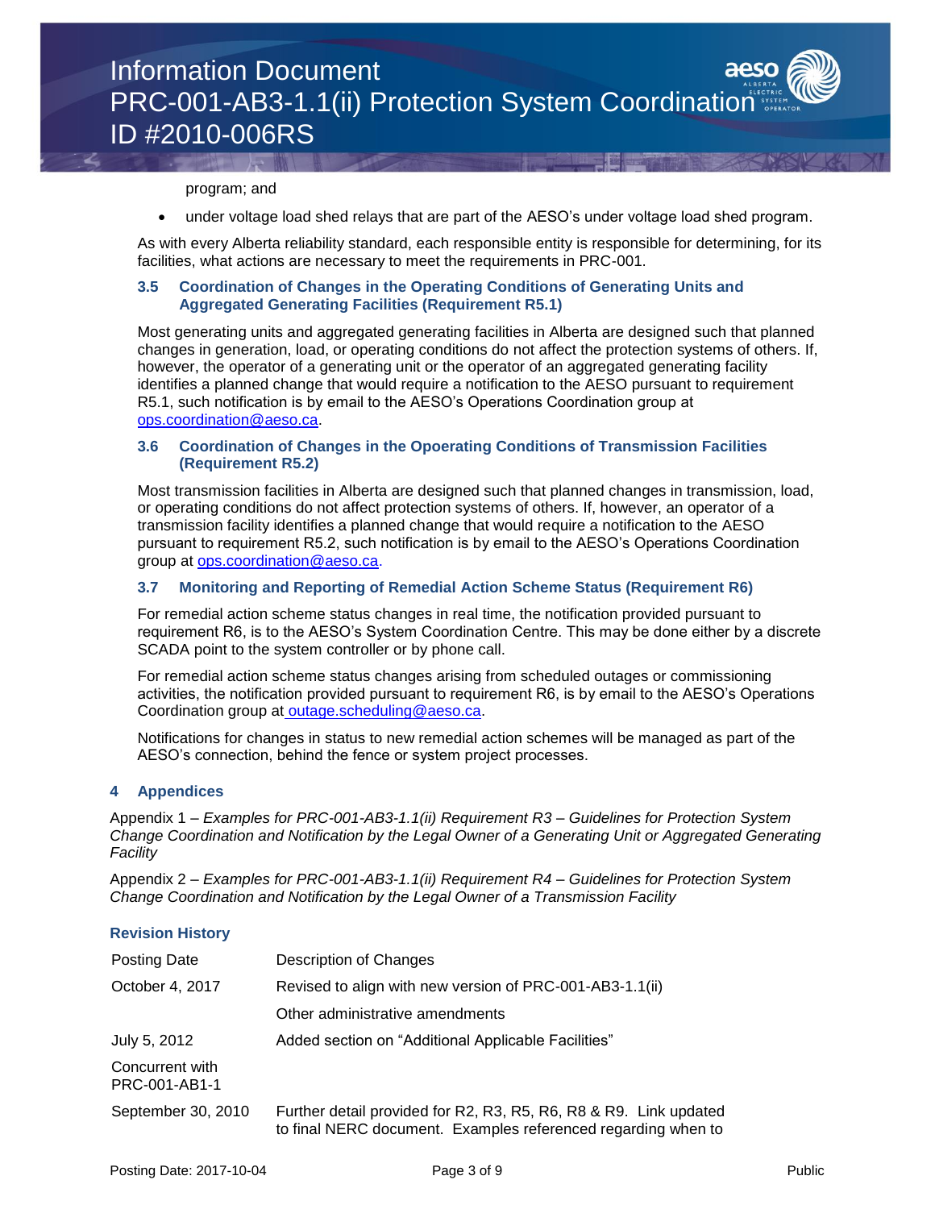program; and

- under voltage load shed relays that are part of the AESO's under voltage load shed program.

As with every Alberta reliability standard, each responsible entity is responsible for determining, for its facilities, what actions are necessary to meet the requirements in PRC-001.

### 3.5 Coordination of Changes in the Operating Conditions of Generating Units and Aggregated Generating Facilities (Requirement R5.1)

Most generating units and aggregated generating facilities in Alberta are designed such that planned changes in generation, load, or operating conditions do not affect the protection systems of others. If, however, the operator of a generating unit or the operator of an aggregated generating facility identifies a planned change that would require a notification to the AESO pursuant to requirement R5.1, such notification is by email to the AESO's Operations Coordination group at ops.coordination@aeso.ca.

### 3.6 Coordination of Changes in the Opoerating Conditions of Transmission Facilities (Requirement R5.2)

Most transmission facilities in Alberta are designed such that planned changes in transmission, load, or operating conditions do not affect protection systems of others. If, however, an operator of a transmission facility identifies a planned change that would require a notification to the AESO pursuant to requirement R5.2, such notification is by email to the AESO's Operations Coordination group at ops.coordination@aeso.ca.

### 3.7 Monitoring and Reporting of Remedial Action Scheme Status (Requirement R6)

For remedial action scheme status changes in real time, the notification provided pursuant to requirement R6, is to the AESO's System Coordination Centre. This may be done either by a discrete SCADA point to the system controller or by phone call.

For remedial action scheme status changes arising from scheduled outages or commissioning activities, the notification provided pursuant to requirement R6, is by email to the AESO's Operations Coordination group at outage.scheduling@aeso.ca.

Notifications for changes in status to new remedial action schemes will be managed as part of the AESO's connection, behind the fence or system project processes.

## 4 Appendices

Appendix 1 – *Examples for PRC-001-AB3-1.1(ii) Requirement R3 – Guidelines for Protection System Change Coordination and Notification by the Legal Owner of a Generating Unit or Aggregated Generating Facility*

Appendix 2 – *Examples for PRC-001-AB3-1.1(ii) Requirement R4 – Guidelines for Protection System Change Coordination and Notification by the Legal Owner of a Transmission Facility*

### Revision History

| Posting Date | Description of Changes |
|---|---|
| October 4, 2017 | Revised to align with new version of PRC-001-AB3-1.1(ii) |
| | Other administrative amendments |
| July 5, 2012 | Added section on "Additional Applicable Facilities" |
| Concurrent with PRC-001-AB1-1 | |
| September 30, 2010 | Further detail provided for R2, R3, R5, R6, R8 & R9. Link updated to final NERC document. Examples referenced regarding when to |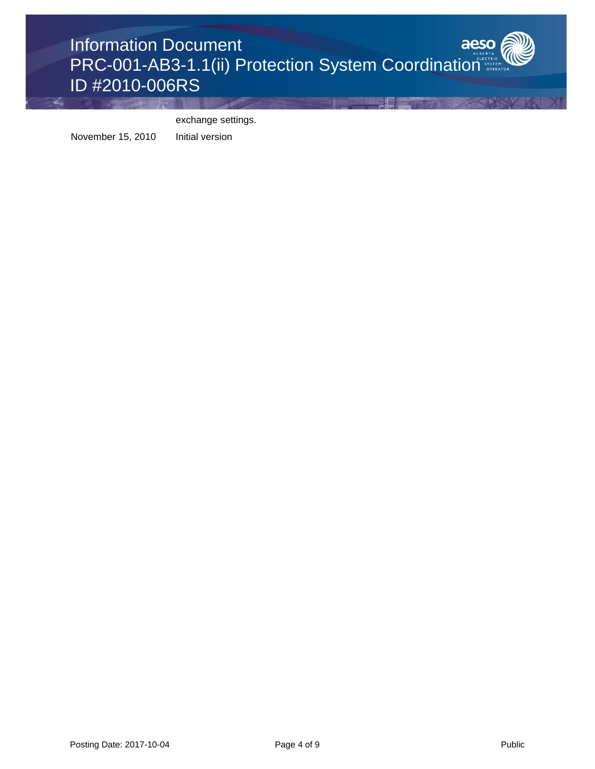| | |
|---|---|
| | exchange settings. |
| November 15, 2010 | Initial version |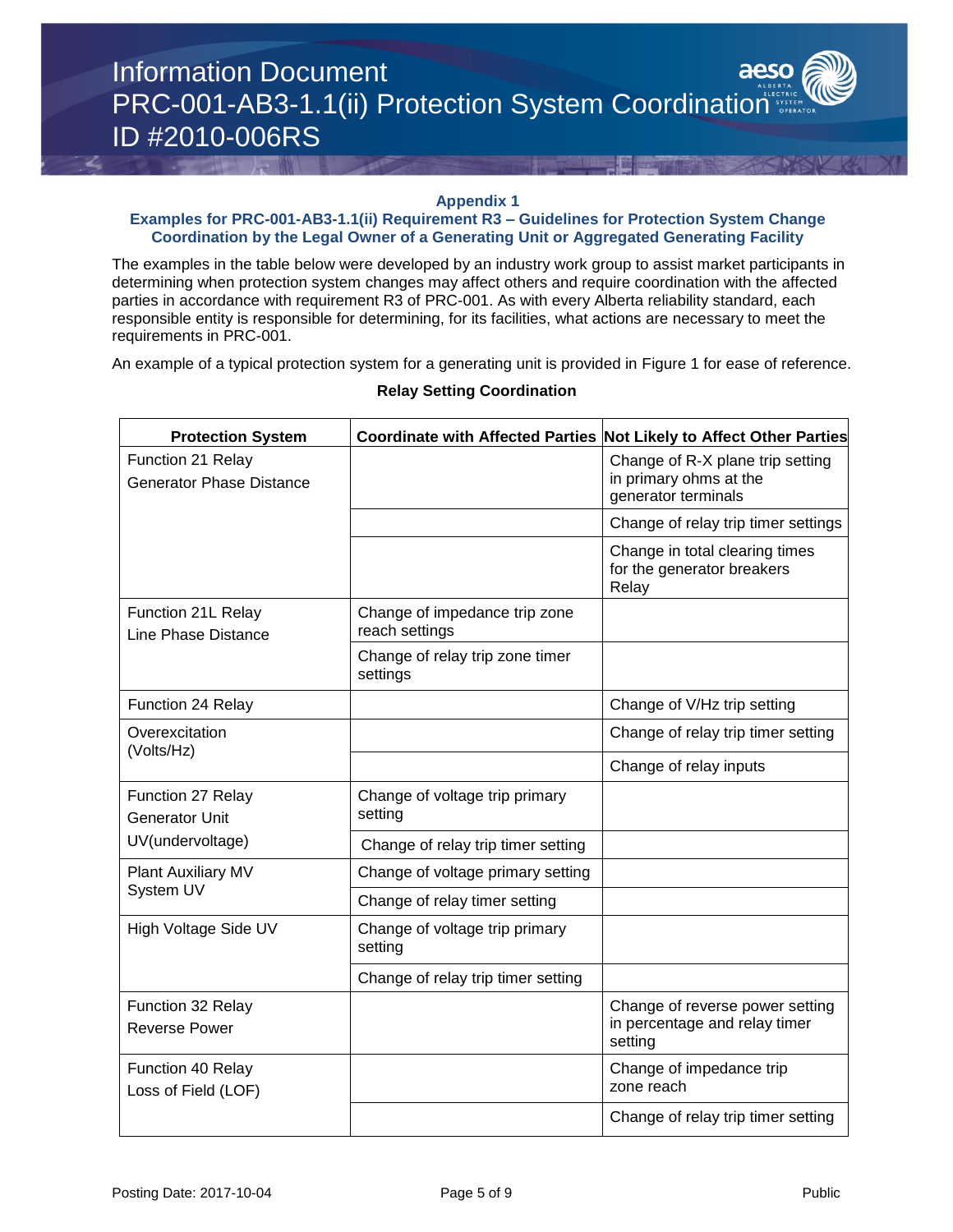## Appendix 1

### Examples for PRC-001-AB3-1.1(ii) Requirement R3 – Guidelines for Protection System Change Coordination by the Legal Owner of a Generating Unit or Aggregated Generating Facility

The examples in the table below were developed by an industry work group to assist market participants in determining when protection system changes may affect others and require coordination with the affected parties in accordance with requirement R3 of PRC-001. As with every Alberta reliability standard, each responsible entity is responsible for determining, for its facilities, what actions are necessary to meet the requirements in PRC-001.

An example of a typical protection system for a generating unit is provided in Figure 1 for ease of reference.

**Relay Setting Coordination**

| Protection System | Coordinate with Affected Parties | Not Likely to Affect Other Parties |
|---|---|---|
| Function 21 Relay<br>Generator Phase Distance | | Change of R-X plane trip setting in primary ohms at the generator terminals |
| | | Change of relay trip timer settings |
| | | Change in total clearing times for the generator breakers Relay |
| Function 21L Relay<br>Line Phase Distance | Change of impedance trip zone reach settings | |
| | Change of relay trip zone timer settings | |
| Function 24 Relay | | Change of V/Hz trip setting |
| Overexcitation (Volts/Hz) | | Change of relay trip timer setting |
| | | Change of relay inputs |
| Function 27 Relay<br>Generator Unit<br>UV(undervoltage) | Change of voltage trip primary setting | |
| | Change of relay trip timer setting | |
| Plant Auxiliary MV System UV | Change of voltage primary setting | |
| | Change of relay timer setting | |
| High Voltage Side UV | Change of voltage trip primary setting | |
| | Change of relay trip timer setting | |
| Function 32 Relay<br>Reverse Power | | Change of reverse power setting in percentage and relay timer setting |
| Function 40 Relay<br>Loss of Field (LOF) | | Change of impedance trip zone reach |
| | | Change of relay trip timer setting |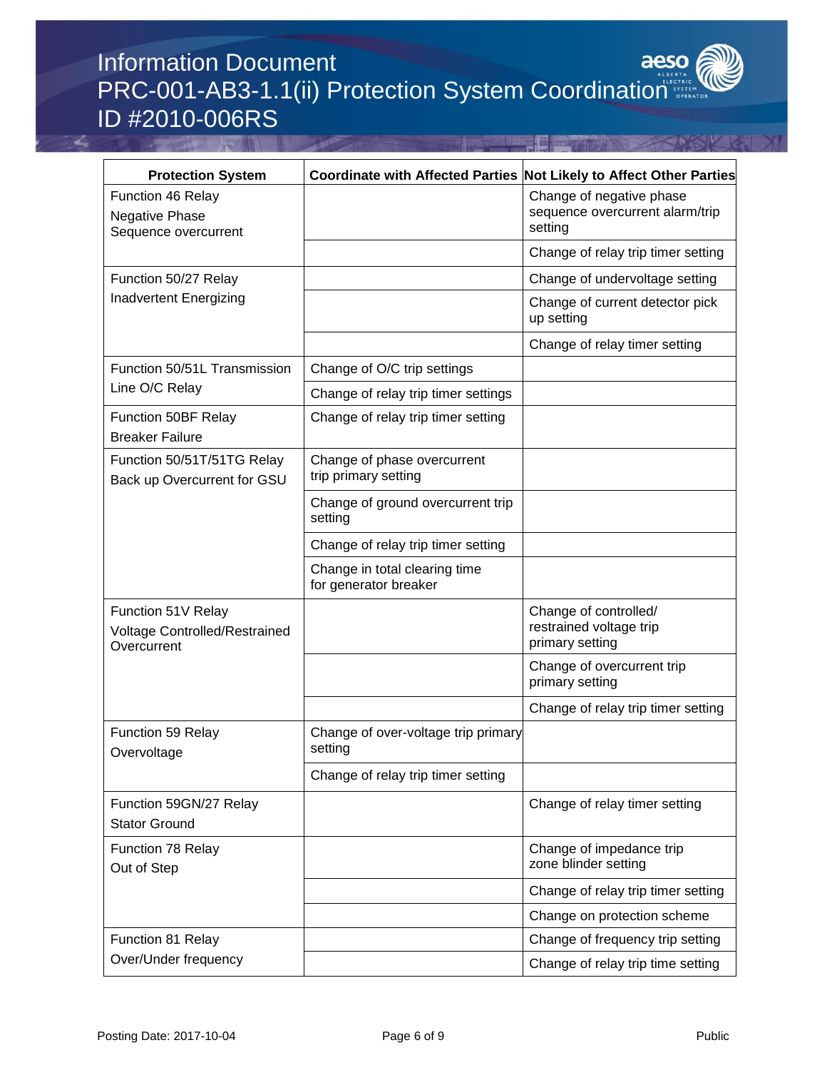| Protection System | Coordinate with Affected Parties | Not Likely to Affect Other Parties |
|---|---|---|
| Function 46 Relay Negative Phase Sequence overcurrent | | Change of negative phase sequence overcurrent alarm/trip setting |
| | | Change of relay trip timer setting |
| Function 50/27 Relay Inadvertent Energizing | | Change of undervoltage setting |
| | | Change of current detector pick up setting |
| | | Change of relay timer setting |
| Function 50/51L Transmission Line O/C Relay | Change of O/C trip settings | |
| | Change of relay trip timer settings | |
| Function 50BF Relay Breaker Failure | Change of relay trip timer setting | |
| Function 50/51T/51TG Relay Back up Overcurrent for GSU | Change of phase overcurrent trip primary setting | |
| | Change of ground overcurrent trip setting | |
| | Change of relay trip timer setting | |
| | Change in total clearing time for generator breaker | |
| Function 51V Relay Voltage Controlled/Restrained Overcurrent | | Change of controlled/ restrained voltage trip primary setting |
| | | Change of overcurrent trip primary setting |
| | | Change of relay trip timer setting |
| Function 59 Relay Overvoltage | Change of over-voltage trip primary setting | |
| | Change of relay trip timer setting | |
| Function 59GN/27 Relay Stator Ground | | Change of relay timer setting |
| Function 78 Relay Out of Step | | Change of impedance trip zone blinder setting |
| | | Change of relay trip timer setting |
| | | Change on protection scheme |
| Function 81 Relay Over/Under frequency | | Change of frequency trip setting |
| | | Change of relay trip time setting |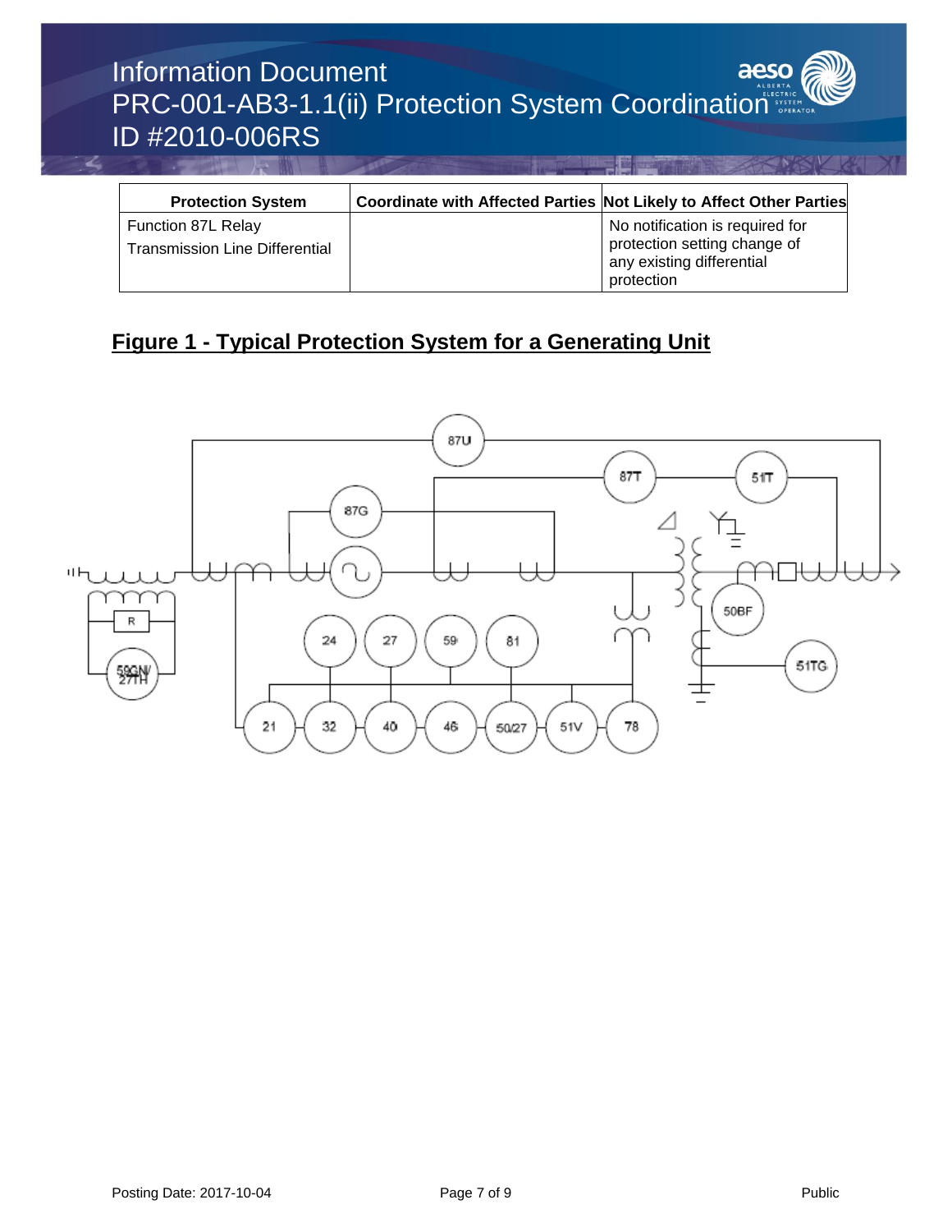| Protection System | Coordinate with Affected Parties | Not Likely to Affect Other Parties |
|---|---|---|
| Function 87L Relay<br>Transmission Line Differential | | No notification is required for protection setting change of any existing differential protection |

## Figure 1 - Typical Protection System for a Generating Unit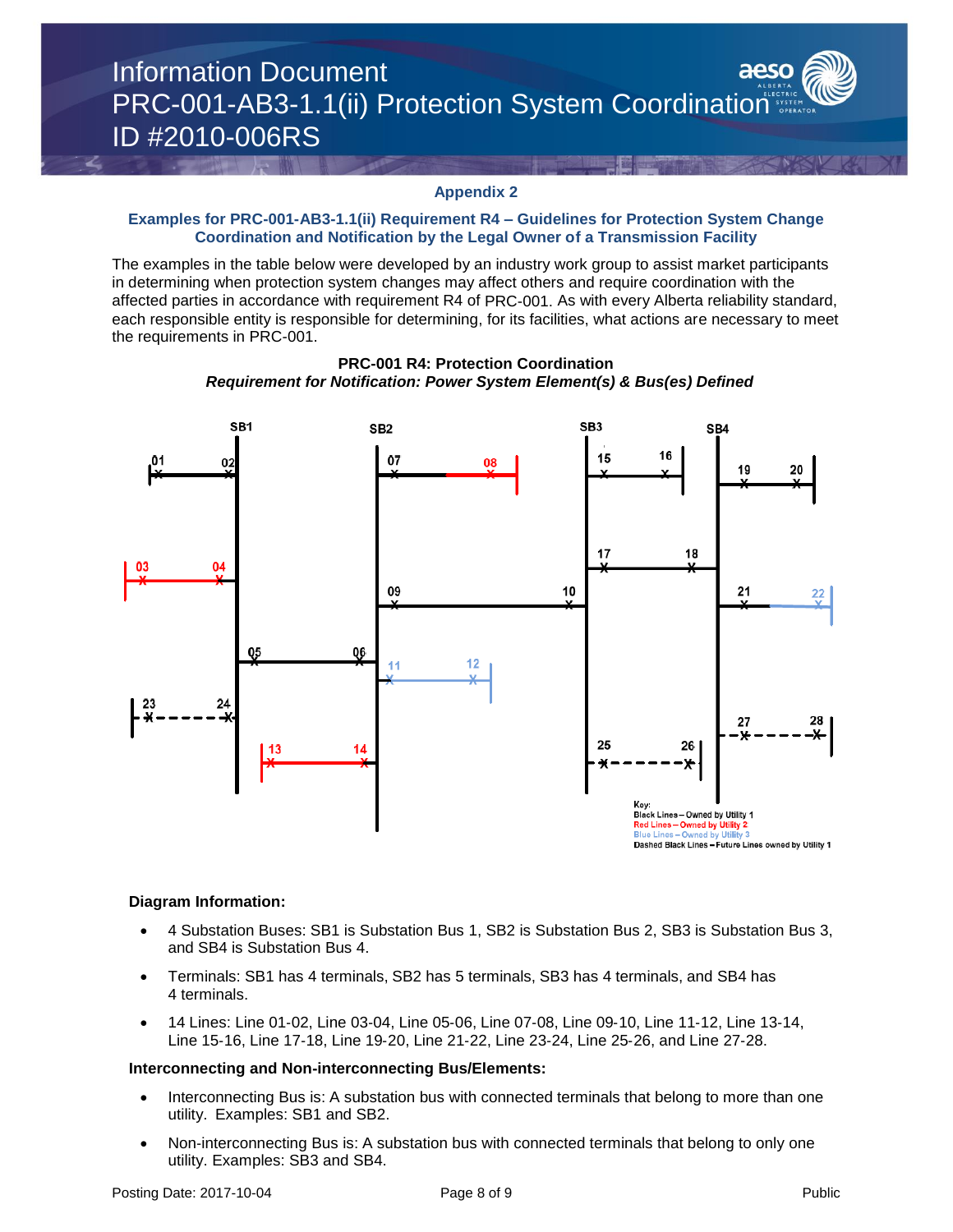## Appendix 2

### Examples for PRC-001-AB3-1.1(ii) Requirement R4 – Guidelines for Protection System Change Coordination and Notification by the Legal Owner of a Transmission Facility

The examples in the table below were developed by an industry work group to assist market participants in determining when protection system changes may affect others and require coordination with the affected parties in accordance with requirement R4 of PRC-001. As with every Alberta reliability standard, each responsible entity is responsible for determining, for its facilities, what actions are necessary to meet the requirements in PRC-001.

**PRC-001 R4: Protection Coordination**
***Requirement for Notification: Power System Element(s) & Bus(es) Defined***

**Diagram Information:**

- 4 Substation Buses: SB1 is Substation Bus 1, SB2 is Substation Bus 2, SB3 is Substation Bus 3, and SB4 is Substation Bus 4.
- Terminals: SB1 has 4 terminals, SB2 has 5 terminals, SB3 has 4 terminals, and SB4 has 4 terminals.
- 14 Lines: Line 01-02, Line 03-04, Line 05-06, Line 07-08, Line 09-10, Line 11-12, Line 13-14, Line 15-16, Line 17-18, Line 19-20, Line 21-22, Line 23-24, Line 25-26, and Line 27-28.

**Interconnecting and Non-interconnecting Bus/Elements:**

- Interconnecting Bus is: A substation bus with connected terminals that belong to more than one utility. Examples: SB1 and SB2.
- Non-interconnecting Bus is: A substation bus with connected terminals that belong to only one utility. Examples: SB3 and SB4.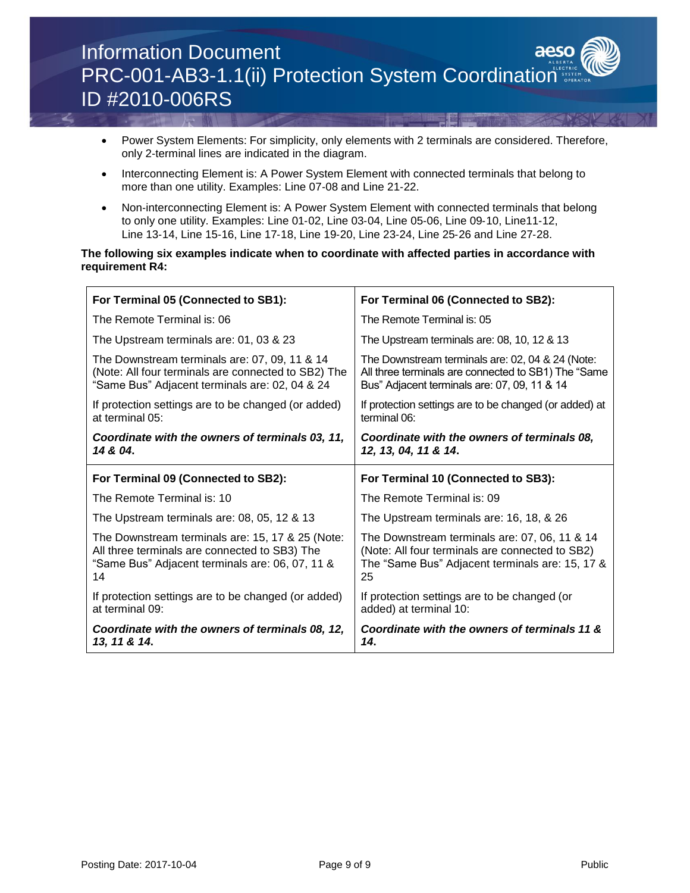- Power System Elements: For simplicity, only elements with 2 terminals are considered. Therefore, only 2-terminal lines are indicated in the diagram.
- Interconnecting Element is: A Power System Element with connected terminals that belong to more than one utility. Examples: Line 07-08 and Line 21-22.
- Non-interconnecting Element is: A Power System Element with connected terminals that belong to only one utility. Examples: Line 01-02, Line 03-04, Line 05-06, Line 09-10, Line11-12, Line 13-14, Line 15-16, Line 17-18, Line 19-20, Line 23-24, Line 25-26 and Line 27-28.

**The following six examples indicate when to coordinate with affected parties in accordance with requirement R4:**

| | |
|---|---|
| **For Terminal 05 (Connected to SB1):** | **For Terminal 06 (Connected to SB2):** |
| The Remote Terminal is: 06 | The Remote Terminal is: 05 |
| The Upstream terminals are: 01, 03 & 23 | The Upstream terminals are: 08, 10, 12 & 13 |
| The Downstream terminals are: 07, 09, 11 & 14 (Note: All four terminals are connected to SB2) The "Same Bus" Adjacent terminals are: 02, 04 & 24 | The Downstream terminals are: 02, 04 & 24 (Note: All three terminals are connected to SB1) The "Same Bus" Adjacent terminals are: 07, 09, 11 & 14 |
| If protection settings are to be changed (or added) at terminal 05: | If protection settings are to be changed (or added) at terminal 06: |
| ***Coordinate with the owners of terminals 03, 11, 14 & 04.*** | ***Coordinate with the owners of terminals 08, 12, 13, 04, 11 & 14.*** |
| **For Terminal 09 (Connected to SB2):** | **For Terminal 10 (Connected to SB3):** |
| The Remote Terminal is: 10 | The Remote Terminal is: 09 |
| The Upstream terminals are: 08, 05, 12 & 13 | The Upstream terminals are: 16, 18, & 26 |
| The Downstream terminals are: 15, 17 & 25 (Note: All three terminals are connected to SB3) The "Same Bus" Adjacent terminals are: 06, 07, 11 & 14 | The Downstream terminals are: 07, 06, 11 & 14 (Note: All four terminals are connected to SB2) The "Same Bus" Adjacent terminals are: 15, 17 & 25 |
| If protection settings are to be changed (or added) at terminal 09: | If protection settings are to be changed (or added) at terminal 10: |
| ***Coordinate with the owners of terminals 08, 12, 13, 11 & 14.*** | ***Coordinate with the owners of terminals 11 & 14.*** |